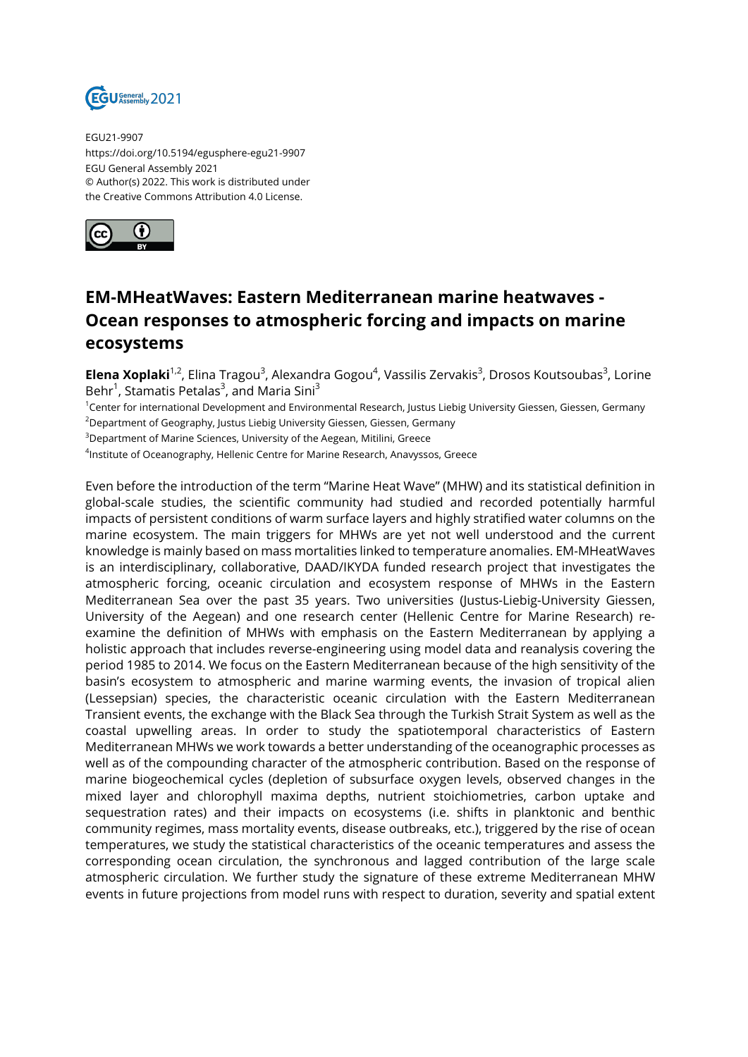EGU21-9907
https://doi.org/10.5194/egusphere-egu21-9907
EGU General Assembly 2021
© Author(s) 2022. This work is distributed under the Creative Commons Attribution 4.0 License.

# EM-MHeatWaves: Eastern Mediterranean marine heatwaves - Ocean responses to atmospheric forcing and impacts on marine ecosystems

**Elena Xoplaki**[1,2], Elina Tragou[3], Alexandra Gogou[4], Vassilis Zervakis[3], Drosos Koutsoubas[3], Lorine Behr[1], Stamatis Petalas[3], and Maria Sini[3]

[1]Center for international Development and Environmental Research, Justus Liebig University Giessen, Giessen, Germany
[2]Department of Geography, Justus Liebig University Giessen, Giessen, Germany
[3]Department of Marine Sciences, University of the Aegean, Mitilini, Greece
[4]Institute of Oceanography, Hellenic Centre for Marine Research, Anavyssos, Greece

Even before the introduction of the term "Marine Heat Wave" (MHW) and its statistical definition in global-scale studies, the scientific community had studied and recorded potentially harmful impacts of persistent conditions of warm surface layers and highly stratified water columns on the marine ecosystem. The main triggers for MHWs are yet not well understood and the current knowledge is mainly based on mass mortalities linked to temperature anomalies. EM-MHeatWaves is an interdisciplinary, collaborative, DAAD/IKYDA funded research project that investigates the atmospheric forcing, oceanic circulation and ecosystem response of MHWs in the Eastern Mediterranean Sea over the past 35 years. Two universities (Justus-Liebig-University Giessen, University of the Aegean) and one research center (Hellenic Centre for Marine Research) re-examine the definition of MHWs with emphasis on the Eastern Mediterranean by applying a holistic approach that includes reverse-engineering using model data and reanalysis covering the period 1985 to 2014. We focus on the Eastern Mediterranean because of the high sensitivity of the basin's ecosystem to atmospheric and marine warming events, the invasion of tropical alien (Lessepsian) species, the characteristic oceanic circulation with the Eastern Mediterranean Transient events, the exchange with the Black Sea through the Turkish Strait System as well as the coastal upwelling areas. In order to study the spatiotemporal characteristics of Eastern Mediterranean MHWs we work towards a better understanding of the oceanographic processes as well as of the compounding character of the atmospheric contribution. Based on the response of marine biogeochemical cycles (depletion of subsurface oxygen levels, observed changes in the mixed layer and chlorophyll maxima depths, nutrient stoichiometries, carbon uptake and sequestration rates) and their impacts on ecosystems (i.e. shifts in planktonic and benthic community regimes, mass mortality events, disease outbreaks, etc.), triggered by the rise of ocean temperatures, we study the statistical characteristics of the oceanic temperatures and assess the corresponding ocean circulation, the synchronous and lagged contribution of the large scale atmospheric circulation. We further study the signature of these extreme Mediterranean MHW events in future projections from model runs with respect to duration, severity and spatial extent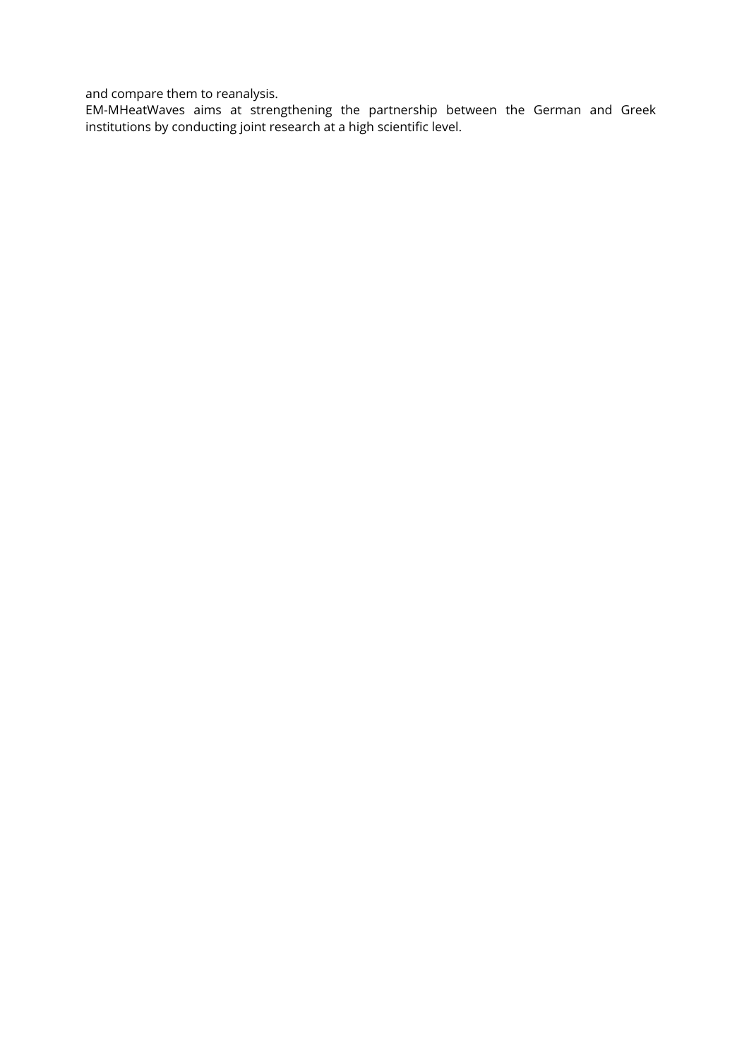and compare them to reanalysis.

EM-MHeatWaves aims at strengthening the partnership between the German and Greek institutions by conducting joint research at a high scientific level.